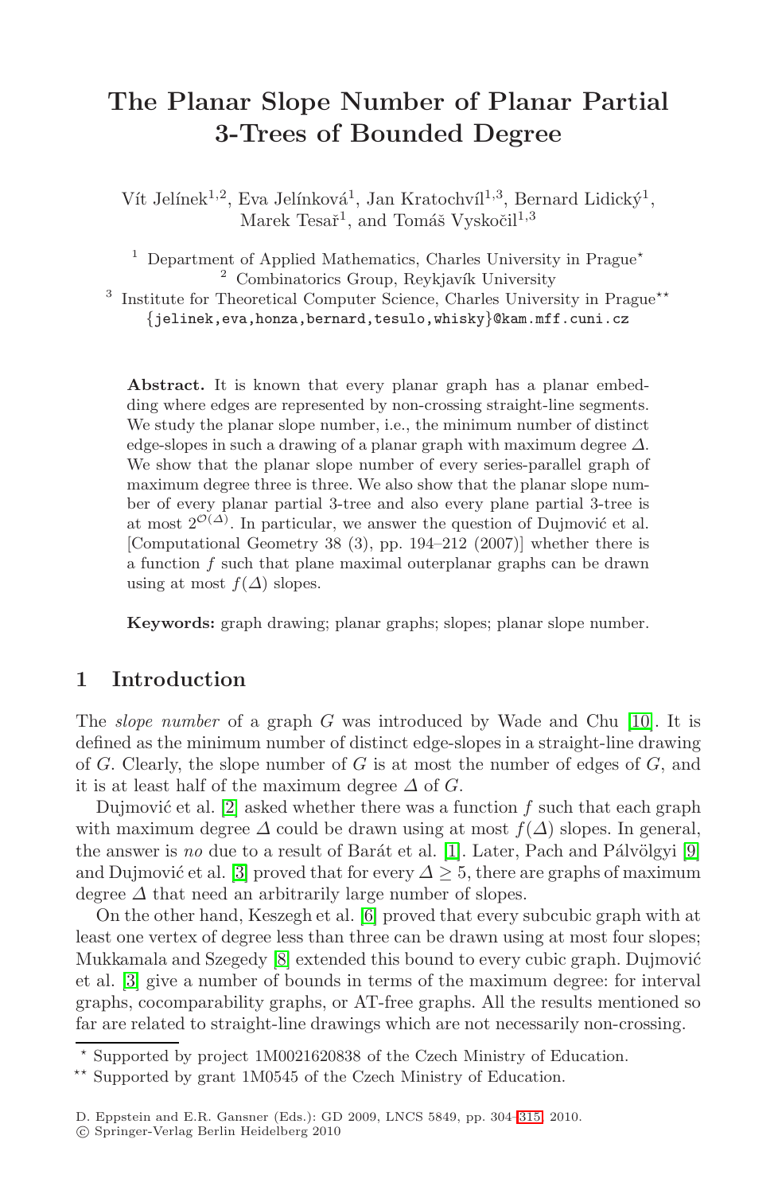# The Planar Slope Number of Planar Partial 3-Trees of Bounded Degree

Vít Jelínek[1,2], Eva Jelínková[1], Jan Kratochvíl[1,3], Bernard Lidický[1], Marek Tesař[1], and Tomáš Vyskočil[1,3]

[1] Department of Applied Mathematics, Charles University in Prague*
[2] Combinatorics Group, Reykjavík University
[3] Institute for Theoretical Computer Science, Charles University in Prague**
{jelinek,eva,honza,bernard,tesulo,whisky}@kam.mff.cuni.cz

**Abstract.** It is known that every planar graph has a planar embedding where edges are represented by non-crossing straight-line segments. We study the planar slope number, i.e., the minimum number of distinct edge-slopes in such a drawing of a planar graph with maximum degree $\Delta$. We show that the planar slope number of every series-parallel graph of maximum degree three is three. We also show that the planar slope number of every planar partial 3-tree and also every plane partial 3-tree is at most $2^{\mathcal{O}(\Delta)}$. In particular, we answer the question of Dujmović et al. [Computational Geometry 38 (3), pp. 194–212 (2007)] whether there is a function $f$ such that plane maximal outerplanar graphs can be drawn using at most $f(\Delta)$ slopes.

**Keywords:** graph drawing; planar graphs; slopes; planar slope number.

## 1 Introduction

The *slope number* of a graph $G$ was introduced by Wade and Chu [10]. It is defined as the minimum number of distinct edge-slopes in a straight-line drawing of $G$. Clearly, the slope number of $G$ is at most the number of edges of $G$, and it is at least half of the maximum degree $\Delta$ of $G$.

Dujmović et al. [2] asked whether there was a function $f$ such that each graph with maximum degree $\Delta$ could be drawn using at most $f(\Delta)$ slopes. In general, the answer is *no* due to a result of Barát et al. [1]. Later, Pach and Pálvölgyi [9] and Dujmović et al. [3] proved that for every $\Delta \geq 5$, there are graphs of maximum degree $\Delta$ that need an arbitrarily large number of slopes.

On the other hand, Keszegh et al. [6] proved that every subcubic graph with at least one vertex of degree less than three can be drawn using at most four slopes; Mukkamala and Szegedy [8] extended this bound to every cubic graph. Dujmović et al. [3] give a number of bounds in terms of the maximum degree: for interval graphs, cocomparability graphs, or AT-free graphs. All the results mentioned so far are related to straight-line drawings which are not necessarily non-crossing.

* Supported by project 1M0021620838 of the Czech Ministry of Education.
** Supported by grant 1M0545 of the Czech Ministry of Education.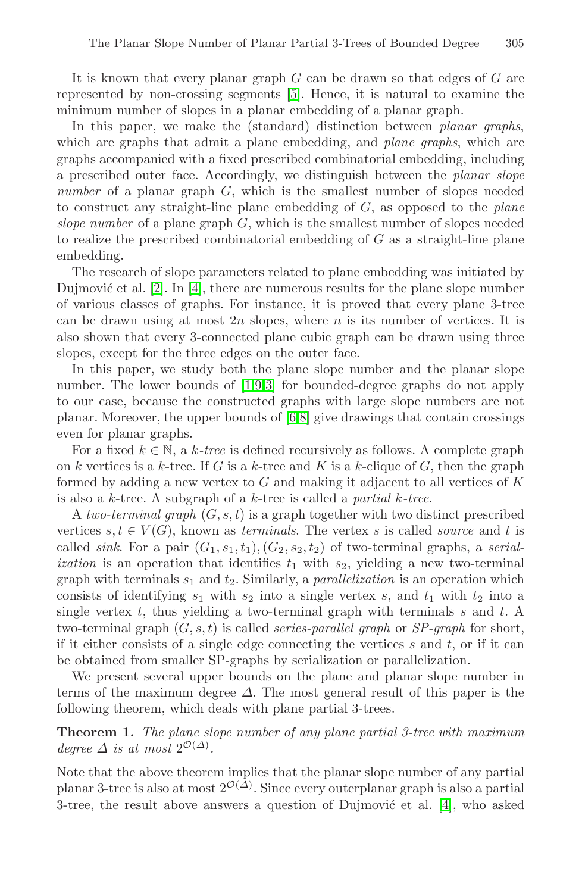It is known that every planar graph $G$ can be drawn so that edges of $G$ are represented by non-crossing segments [5]. Hence, it is natural to examine the minimum number of slopes in a planar embedding of a planar graph.

In this paper, we make the (standard) distinction between *planar graphs*, which are graphs that admit a plane embedding, and *plane graphs*, which are graphs accompanied with a fixed prescribed combinatorial embedding, including a prescribed outer face. Accordingly, we distinguish between the *planar slope number* of a planar graph $G$, which is the smallest number of slopes needed to construct any straight-line plane embedding of $G$, as opposed to the *plane slope number* of a plane graph $G$, which is the smallest number of slopes needed to realize the prescribed combinatorial embedding of $G$ as a straight-line plane embedding.

The research of slope parameters related to plane embedding was initiated by Dujmović et al. [2]. In [4], there are numerous results for the plane slope number of various classes of graphs. For instance, it is proved that every plane 3-tree can be drawn using at most $2n$ slopes, where $n$ is its number of vertices. It is also shown that every 3-connected plane cubic graph can be drawn using three slopes, except for the three edges on the outer face.

In this paper, we study both the plane slope number and the planar slope number. The lower bounds of [1,9,3] for bounded-degree graphs do not apply to our case, because the constructed graphs with large slope numbers are not planar. Moreover, the upper bounds of [6,8] give drawings that contain crossings even for planar graphs.

For a fixed $k \in \mathbb{N}$, a *k-tree* is defined recursively as follows. A complete graph on $k$ vertices is a $k$-tree. If $G$ is a $k$-tree and $K$ is a $k$-clique of $G$, then the graph formed by adding a new vertex to $G$ and making it adjacent to all vertices of $K$ is also a $k$-tree. A subgraph of a $k$-tree is called a *partial k-tree*.

A *two-terminal graph* $(G, s, t)$ is a graph together with two distinct prescribed vertices $s, t \in V(G)$, known as *terminals*. The vertex $s$ is called *source* and $t$ is called *sink*. For a pair $(G_1, s_1, t_1), (G_2, s_2, t_2)$ of two-terminal graphs, a *serialization* is an operation that identifies $t_1$ with $s_2$, yielding a new two-terminal graph with terminals $s_1$ and $t_2$. Similarly, a *parallelization* is an operation which consists of identifying $s_1$ with $s_2$ into a single vertex $s$, and $t_1$ with $t_2$ into a single vertex $t$, thus yielding a two-terminal graph with terminals $s$ and $t$. A two-terminal graph $(G, s, t)$ is called *series-parallel graph* or *SP-graph* for short, if it either consists of a single edge connecting the vertices $s$ and $t$, or if it can be obtained from smaller SP-graphs by serialization or parallelization.

We present several upper bounds on the plane and planar slope number in terms of the maximum degree $\Delta$. The most general result of this paper is the following theorem, which deals with plane partial 3-trees.

**Theorem 1.** *The plane slope number of any plane partial 3-tree with maximum degree $\Delta$ is at most $2^{\mathcal{O}(\Delta)}$.*

Note that the above theorem implies that the planar slope number of any partial planar 3-tree is also at most $2^{\mathcal{O}(\Delta)}$. Since every outerplanar graph is also a partial 3-tree, the result above answers a question of Dujmović et al. [4], who asked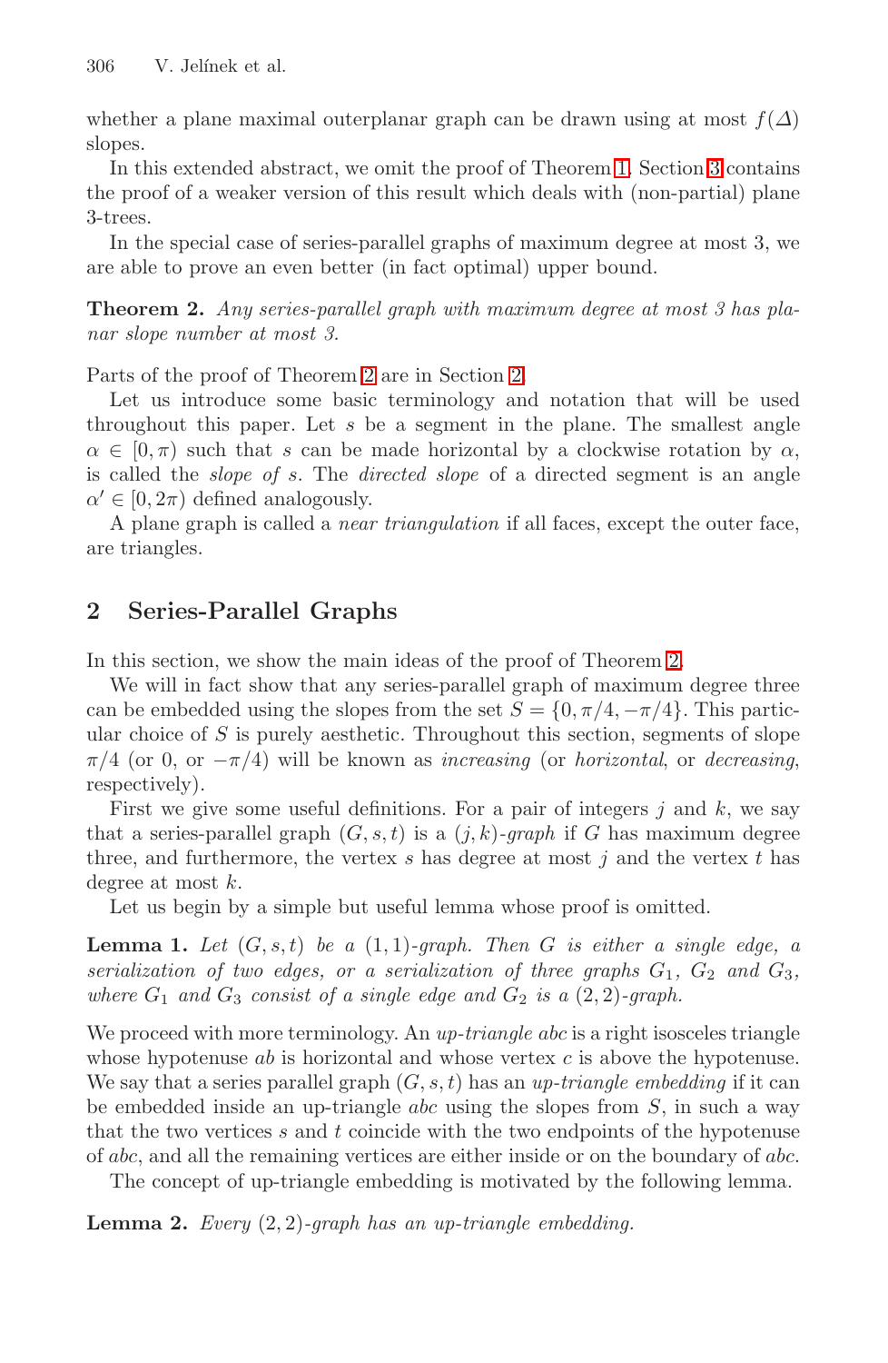whether a plane maximal outerplanar graph can be drawn using at most $f(\Delta)$ slopes.

In this extended abstract, we omit the proof of Theorem 1. Section 3 contains the proof of a weaker version of this result which deals with (non-partial) plane 3-trees.

In the special case of series-parallel graphs of maximum degree at most 3, we are able to prove an even better (in fact optimal) upper bound.

**Theorem 2.** *Any series-parallel graph with maximum degree at most 3 has planar slope number at most 3.*

Parts of the proof of Theorem 2 are in Section 2.

Let us introduce some basic terminology and notation that will be used throughout this paper. Let $s$ be a segment in the plane. The smallest angle $\alpha \in [0, \pi)$ such that $s$ can be made horizontal by a clockwise rotation by $\alpha$, is called the *slope of* $s$. The *directed slope* of a directed segment is an angle $\alpha' \in [0, 2\pi)$ defined analogously.

A plane graph is called a *near triangulation* if all faces, except the outer face, are triangles.

## 2 Series-Parallel Graphs

In this section, we show the main ideas of the proof of Theorem 2.

We will in fact show that any series-parallel graph of maximum degree three can be embedded using the slopes from the set $S = \{0, \pi/4, -\pi/4\}$. This particular choice of $S$ is purely aesthetic. Throughout this section, segments of slope $\pi/4$ (or 0, or $-\pi/4$) will be known as *increasing* (or *horizontal*, or *decreasing*, respectively).

First we give some useful definitions. For a pair of integers $j$ and $k$, we say that a series-parallel graph $(G, s, t)$ is a $(j, k)$*-graph* if $G$ has maximum degree three, and furthermore, the vertex $s$ has degree at most $j$ and the vertex $t$ has degree at most $k$.

Let us begin by a simple but useful lemma whose proof is omitted.

**Lemma 1.** *Let $(G, s, t)$ be a $(1, 1)$-graph. Then $G$ is either a single edge, a serialization of two edges, or a serialization of three graphs $G_1$, $G_2$ and $G_3$, where $G_1$ and $G_3$ consist of a single edge and $G_2$ is a $(2, 2)$-graph.*

We proceed with more terminology. An *up-triangle abc* is a right isosceles triangle whose hypotenuse $ab$ is horizontal and whose vertex $c$ is above the hypotenuse. We say that a series parallel graph $(G, s, t)$ has an *up-triangle embedding* if it can be embedded inside an up-triangle $abc$ using the slopes from $S$, in such a way that the two vertices $s$ and $t$ coincide with the two endpoints of the hypotenuse of $abc$, and all the remaining vertices are either inside or on the boundary of $abc$.

The concept of up-triangle embedding is motivated by the following lemma.

**Lemma 2.** *Every $(2, 2)$-graph has an up-triangle embedding.*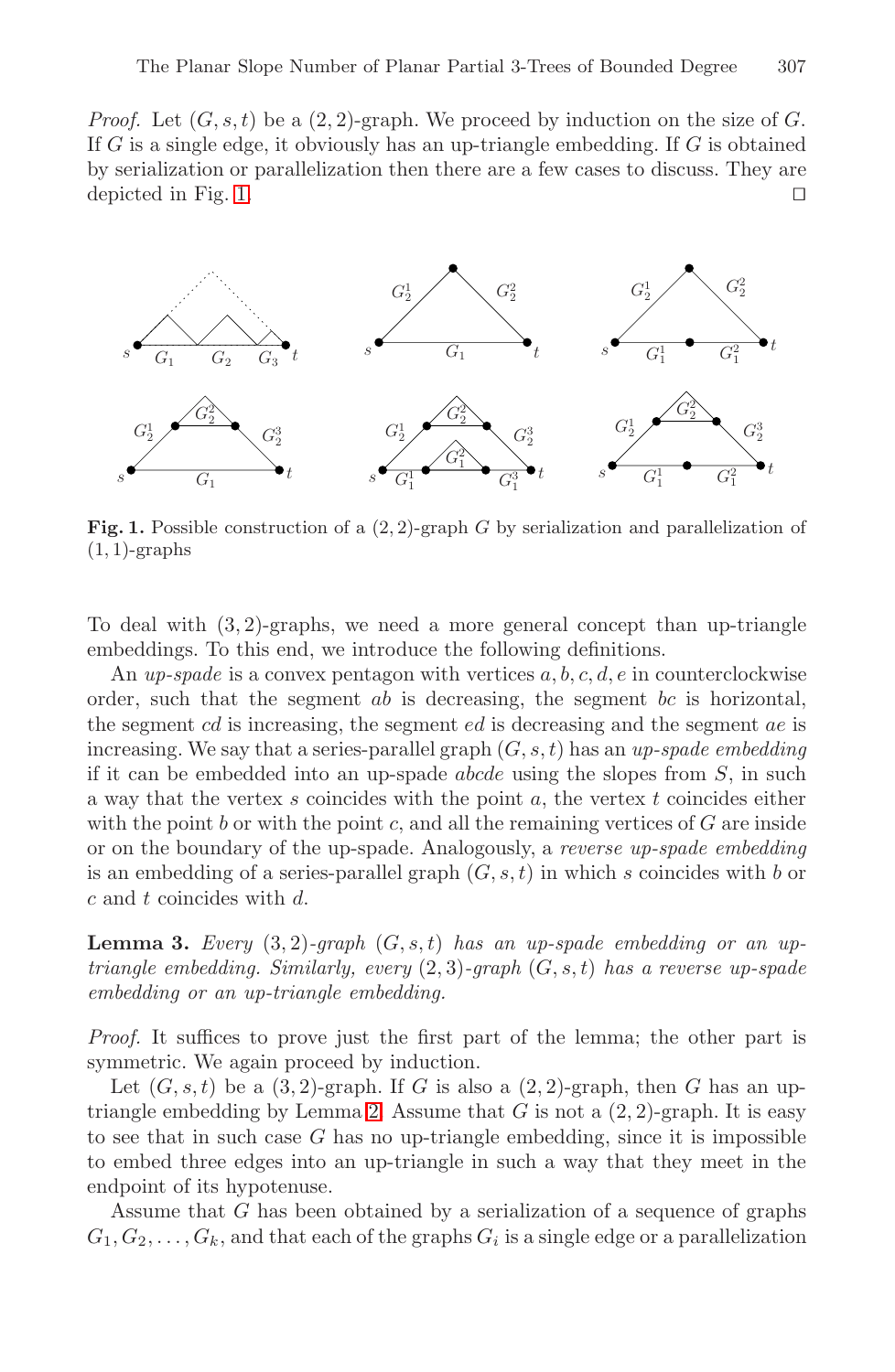*Proof.* Let $(G, s, t)$ be a $(2, 2)$-graph. We proceed by induction on the size of $G$. If $G$ is a single edge, it obviously has an up-triangle embedding. If $G$ is obtained by serialization or parallelization then there are a few cases to discuss. They are depicted in Fig. 1. ◻

**Fig. 1.** Possible construction of a $(2, 2)$-graph $G$ by serialization and parallelization of $(1, 1)$-graphs

To deal with $(3, 2)$-graphs, we need a more general concept than up-triangle embeddings. To this end, we introduce the following definitions.

An *up-spade* is a convex pentagon with vertices $a, b, c, d, e$ in counterclockwise order, such that the segment $ab$ is decreasing, the segment $bc$ is horizontal, the segment $cd$ is increasing, the segment $ed$ is decreasing and the segment $ae$ is increasing. We say that a series-parallel graph $(G, s, t)$ has an *up-spade embedding* if it can be embedded into an up-spade $abcde$ using the slopes from $S$, in such a way that the vertex $s$ coincides with the point $a$, the vertex $t$ coincides either with the point $b$ or with the point $c$, and all the remaining vertices of $G$ are inside or on the boundary of the up-spade. Analogously, a *reverse up-spade embedding* is an embedding of a series-parallel graph $(G, s, t)$ in which $s$ coincides with $b$ or $c$ and $t$ coincides with $d$.

**Lemma 3.** *Every $(3, 2)$-graph $(G, s, t)$ has an up-spade embedding or an up-triangle embedding. Similarly, every $(2, 3)$-graph $(G, s, t)$ has a reverse up-spade embedding or an up-triangle embedding.*

*Proof.* It suffices to prove just the first part of the lemma; the other part is symmetric. We again proceed by induction.

Let $(G, s, t)$ be a $(3, 2)$-graph. If $G$ is also a $(2, 2)$-graph, then $G$ has an up-triangle embedding by Lemma 2. Assume that $G$ is not a $(2, 2)$-graph. It is easy to see that in such case $G$ has no up-triangle embedding, since it is impossible to embed three edges into an up-triangle in such a way that they meet in the endpoint of its hypotenuse.

Assume that $G$ has been obtained by a serialization of a sequence of graphs $G_1, G_2, \ldots, G_k$, and that each of the graphs $G_i$ is a single edge or a parallelization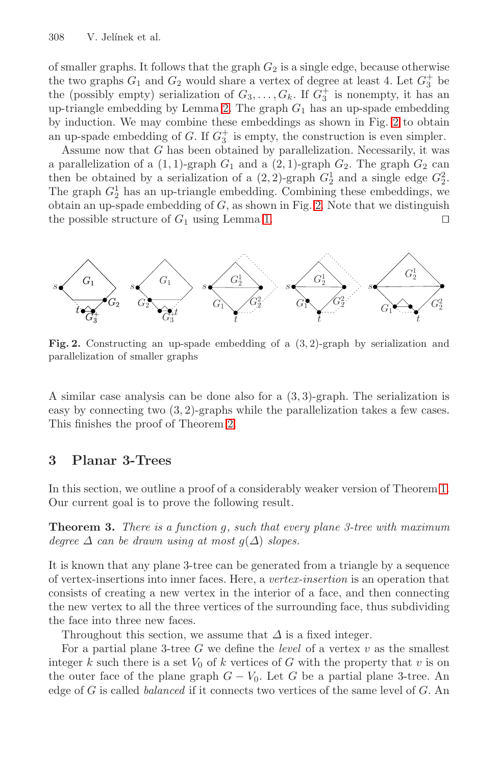of smaller graphs. It follows that the graph $G_2$ is a single edge, because otherwise the two graphs $G_1$ and $G_2$ would share a vertex of degree at least 4. Let $G_3^+$ be the (possibly empty) serialization of $G_3, \ldots, G_k$. If $G_3^+$ is nonempty, it has an up-triangle embedding by Lemma 2. The graph $G_1$ has an up-spade embedding by induction. We may combine these embeddings as shown in Fig. 2 to obtain an up-spade embedding of $G$. If $G_3^+$ is empty, the construction is even simpler.

Assume now that $G$ has been obtained by parallelization. Necessarily, it was a parallelization of a $(1, 1)$-graph $G_1$ and a $(2, 1)$-graph $G_2$. The graph $G_2$ can then be obtained by a serialization of a $(2, 2)$-graph $G_2^1$ and a single edge $G_2^2$. The graph $G_2^1$ has an up-triangle embedding. Combining these embeddings, we obtain an up-spade embedding of $G$, as shown in Fig. 2. Note that we distinguish the possible structure of $G_1$ using Lemma 1. □

**Fig. 2.** Constructing an up-spade embedding of a $(3, 2)$-graph by serialization and parallelization of smaller graphs

A similar case analysis can be done also for a $(3, 3)$-graph. The serialization is easy by connecting two $(3, 2)$-graphs while the parallelization takes a few cases. This finishes the proof of Theorem 2.

## 3 Planar 3-Trees

In this section, we outline a proof of a considerably weaker version of Theorem 1. Our current goal is to prove the following result.

**Theorem 3.** *There is a function $g$, such that every plane 3-tree with maximum degree $\Delta$ can be drawn using at most $g(\Delta)$ slopes.*

It is known that any plane 3-tree can be generated from a triangle by a sequence of vertex-insertions into inner faces. Here, a *vertex-insertion* is an operation that consists of creating a new vertex in the interior of a face, and then connecting the new vertex to all the three vertices of the surrounding face, thus subdividing the face into three new faces.

Throughout this section, we assume that $\Delta$ is a fixed integer.

For a partial plane 3-tree $G$ we define the *level* of a vertex $v$ as the smallest integer $k$ such there is a set $V_0$ of $k$ vertices of $G$ with the property that $v$ is on the outer face of the plane graph $G - V_0$. Let $G$ be a partial plane 3-tree. An edge of $G$ is called *balanced* if it connects two vertices of the same level of $G$. An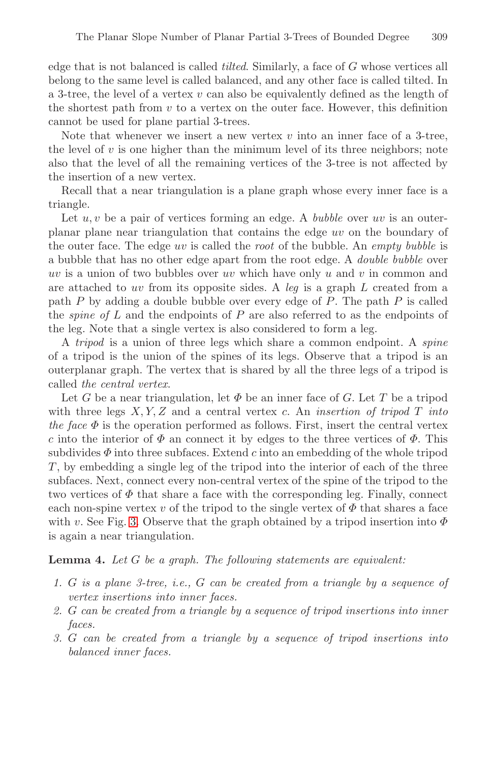edge that is not balanced is called *tilted*. Similarly, a face of $G$ whose vertices all belong to the same level is called balanced, and any other face is called tilted. In a 3-tree, the level of a vertex $v$ can also be equivalently defined as the length of the shortest path from $v$ to a vertex on the outer face. However, this definition cannot be used for plane partial 3-trees.

Note that whenever we insert a new vertex $v$ into an inner face of a 3-tree, the level of $v$ is one higher than the minimum level of its three neighbors; note also that the level of all the remaining vertices of the 3-tree is not affected by the insertion of a new vertex.

Recall that a near triangulation is a plane graph whose every inner face is a triangle.

Let $u, v$ be a pair of vertices forming an edge. A *bubble* over $uv$ is an outerplanar plane near triangulation that contains the edge $uv$ on the boundary of the outer face. The edge $uv$ is called the *root* of the bubble. An *empty bubble* is a bubble that has no other edge apart from the root edge. A *double bubble* over $uv$ is a union of two bubbles over $uv$ which have only $u$ and $v$ in common and are attached to $uv$ from its opposite sides. A *leg* is a graph $L$ created from a path $P$ by adding a double bubble over every edge of $P$. The path $P$ is called the *spine of* $L$ and the endpoints of $P$ are also referred to as the endpoints of the leg. Note that a single vertex is also considered to form a leg.

A *tripod* is a union of three legs which share a common endpoint. A *spine* of a tripod is the union of the spines of its legs. Observe that a tripod is an outerplanar graph. The vertex that is shared by all the three legs of a tripod is called *the central vertex*.

Let $G$ be a near triangulation, let $\Phi$ be an inner face of $G$. Let $T$ be a tripod with three legs $X, Y, Z$ and a central vertex $c$. An *insertion of tripod* $T$ *into the face* $\Phi$ is the operation performed as follows. First, insert the central vertex $c$ into the interior of $\Phi$ an connect it by edges to the three vertices of $\Phi$. This subdivides $\Phi$ into three subfaces. Extend $c$ into an embedding of the whole tripod $T$, by embedding a single leg of the tripod into the interior of each of the three subfaces. Next, connect every non-central vertex of the spine of the tripod to the two vertices of $\Phi$ that share a face with the corresponding leg. Finally, connect each non-spine vertex $v$ of the tripod to the single vertex of $\Phi$ that shares a face with $v$. See Fig. 3. Observe that the graph obtained by a tripod insertion into $\Phi$ is again a near triangulation.

**Lemma 4.** *Let $G$ be a graph. The following statements are equivalent:*

1. *$G$ is a plane 3-tree, i.e., $G$ can be created from a triangle by a sequence of vertex insertions into inner faces.*
2. *$G$ can be created from a triangle by a sequence of tripod insertions into inner faces.*
3. *$G$ can be created from a triangle by a sequence of tripod insertions into balanced inner faces.*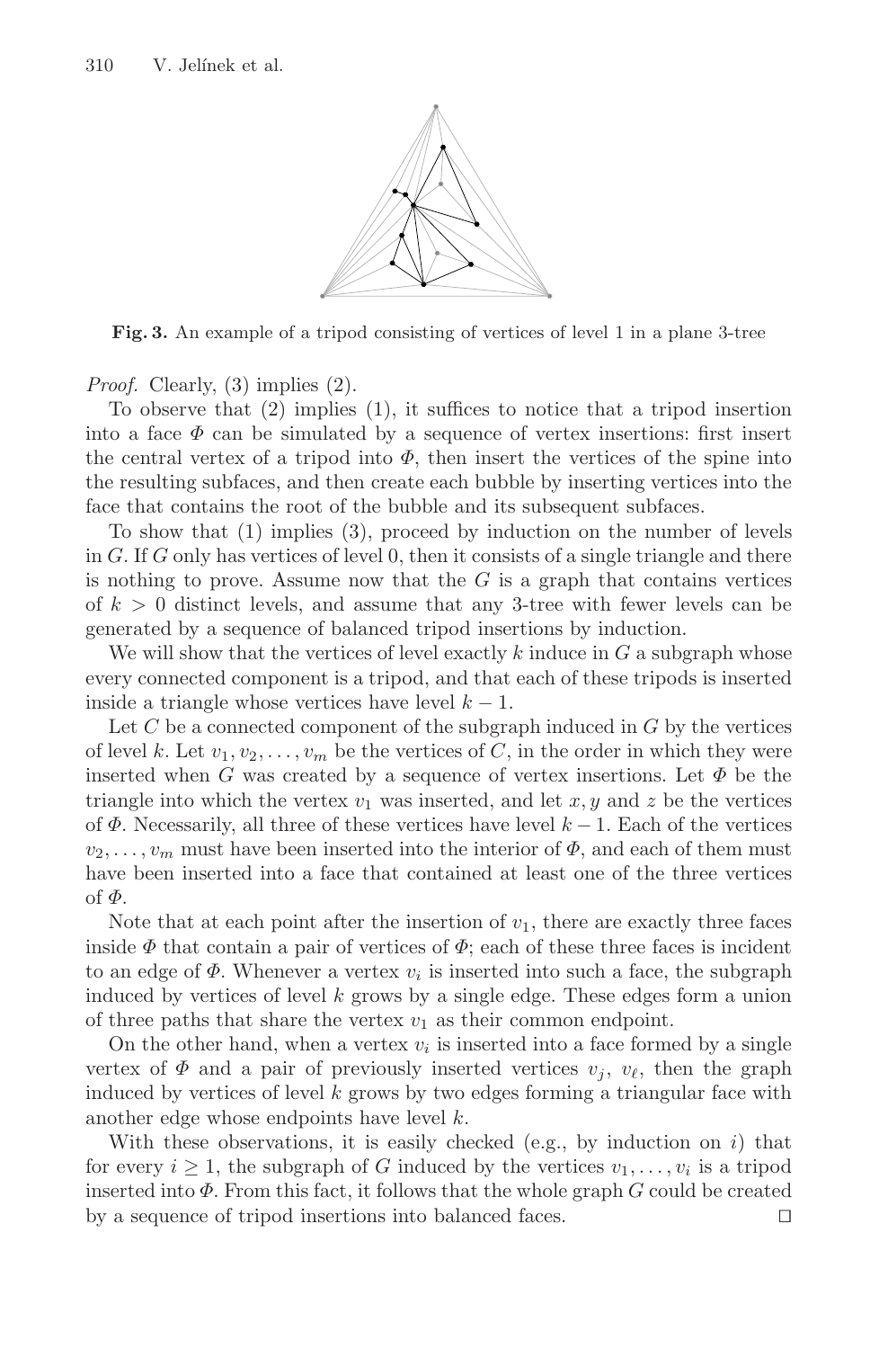**Fig. 3.** An example of a tripod consisting of vertices of level 1 in a plane 3-tree

*Proof.* Clearly, (3) implies (2).

To observe that (2) implies (1), it suffices to notice that a tripod insertion into a face $\Phi$ can be simulated by a sequence of vertex insertions: first insert the central vertex of a tripod into $\Phi$, then insert the vertices of the spine into the resulting subfaces, and then create each bubble by inserting vertices into the face that contains the root of the bubble and its subsequent subfaces.

To show that (1) implies (3), proceed by induction on the number of levels in $G$. If $G$ only has vertices of level 0, then it consists of a single triangle and there is nothing to prove. Assume now that the $G$ is a graph that contains vertices of $k > 0$ distinct levels, and assume that any 3-tree with fewer levels can be generated by a sequence of balanced tripod insertions by induction.

We will show that the vertices of level exactly $k$ induce in $G$ a subgraph whose every connected component is a tripod, and that each of these tripods is inserted inside a triangle whose vertices have level $k - 1$.

Let $C$ be a connected component of the subgraph induced in $G$ by the vertices of level $k$. Let $v_1, v_2, \ldots, v_m$ be the vertices of $C$, in the order in which they were inserted when $G$ was created by a sequence of vertex insertions. Let $\Phi$ be the triangle into which the vertex $v_1$ was inserted, and let $x, y$ and $z$ be the vertices of $\Phi$. Necessarily, all three of these vertices have level $k - 1$. Each of the vertices $v_2, \ldots, v_m$ must have been inserted into the interior of $\Phi$, and each of them must have been inserted into a face that contained at least one of the three vertices of $\Phi$.

Note that at each point after the insertion of $v_1$, there are exactly three faces inside $\Phi$ that contain a pair of vertices of $\Phi$; each of these three faces is incident to an edge of $\Phi$. Whenever a vertex $v_i$ is inserted into such a face, the subgraph induced by vertices of level $k$ grows by a single edge. These edges form a union of three paths that share the vertex $v_1$ as their common endpoint.

On the other hand, when a vertex $v_i$ is inserted into a face formed by a single vertex of $\Phi$ and a pair of previously inserted vertices $v_j$, $v_\ell$, then the graph induced by vertices of level $k$ grows by two edges forming a triangular face with another edge whose endpoints have level $k$.

With these observations, it is easily checked (e.g., by induction on $i$) that for every $i \geq 1$, the subgraph of $G$ induced by the vertices $v_1, \ldots, v_i$ is a tripod inserted into $\Phi$. From this fact, it follows that the whole graph $G$ could be created by a sequence of tripod insertions into balanced faces. $\square$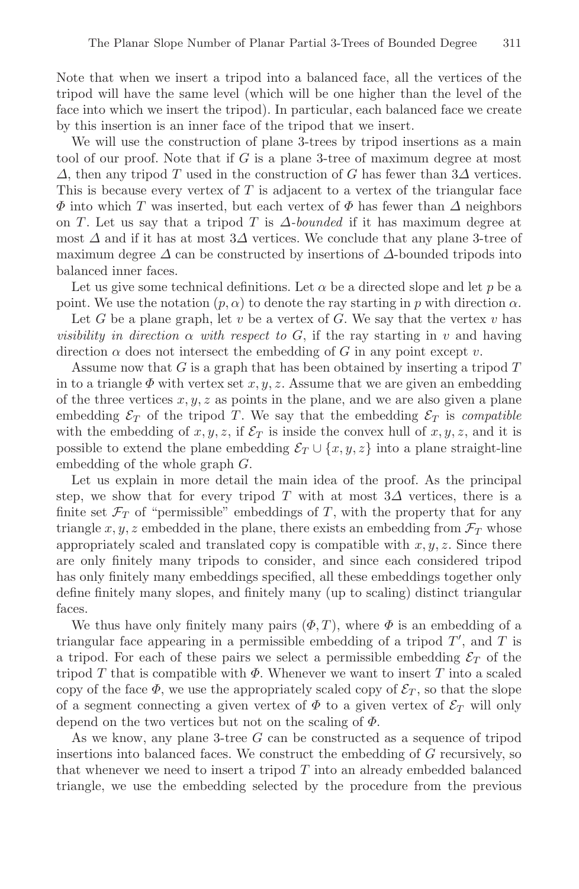Note that when we insert a tripod into a balanced face, all the vertices of the tripod will have the same level (which will be one higher than the level of the face into which we insert the tripod). In particular, each balanced face we create by this insertion is an inner face of the tripod that we insert.

We will use the construction of plane 3-trees by tripod insertions as a main tool of our proof. Note that if $G$ is a plane 3-tree of maximum degree at most $\Delta$, then any tripod $T$ used in the construction of $G$ has fewer than $3\Delta$ vertices. This is because every vertex of $T$ is adjacent to a vertex of the triangular face $\Phi$ into which $T$ was inserted, but each vertex of $\Phi$ has fewer than $\Delta$ neighbors on $T$. Let us say that a tripod $T$ is *$\Delta$-bounded* if it has maximum degree at most $\Delta$ and if it has at most $3\Delta$ vertices. We conclude that any plane 3-tree of maximum degree $\Delta$ can be constructed by insertions of $\Delta$-bounded tripods into balanced inner faces.

Let us give some technical definitions. Let $\alpha$ be a directed slope and let $p$ be a point. We use the notation $(p, \alpha)$ to denote the ray starting in $p$ with direction $\alpha$.

Let $G$ be a plane graph, let $v$ be a vertex of $G$. We say that the vertex $v$ has *visibility in direction $\alpha$ with respect to $G$*, if the ray starting in $v$ and having direction $\alpha$ does not intersect the embedding of $G$ in any point except $v$.

Assume now that $G$ is a graph that has been obtained by inserting a tripod $T$ in to a triangle $\Phi$ with vertex set $x, y, z$. Assume that we are given an embedding of the three vertices $x, y, z$ as points in the plane, and we are also given a plane embedding $\mathcal{E}_T$ of the tripod $T$. We say that the embedding $\mathcal{E}_T$ is *compatible* with the embedding of $x, y, z$, if $\mathcal{E}_T$ is inside the convex hull of $x, y, z$, and it is possible to extend the plane embedding $\mathcal{E}_T \cup \{x, y, z\}$ into a plane straight-line embedding of the whole graph $G$.

Let us explain in more detail the main idea of the proof. As the principal step, we show that for every tripod $T$ with at most $3\Delta$ vertices, there is a finite set $\mathcal{F}_T$ of "permissible" embeddings of $T$, with the property that for any triangle $x, y, z$ embedded in the plane, there exists an embedding from $\mathcal{F}_T$ whose appropriately scaled and translated copy is compatible with $x, y, z$. Since there are only finitely many tripods to consider, and since each considered tripod has only finitely many embeddings specified, all these embeddings together only define finitely many slopes, and finitely many (up to scaling) distinct triangular faces.

We thus have only finitely many pairs $(\Phi, T)$, where $\Phi$ is an embedding of a triangular face appearing in a permissible embedding of a tripod $T'$, and $T$ is a tripod. For each of these pairs we select a permissible embedding $\mathcal{E}_T$ of the tripod $T$ that is compatible with $\Phi$. Whenever we want to insert $T$ into a scaled copy of the face $\Phi$, we use the appropriately scaled copy of $\mathcal{E}_T$, so that the slope of a segment connecting a given vertex of $\Phi$ to a given vertex of $\mathcal{E}_T$ will only depend on the two vertices but not on the scaling of $\Phi$.

As we know, any plane 3-tree $G$ can be constructed as a sequence of tripod insertions into balanced faces. We construct the embedding of $G$ recursively, so that whenever we need to insert a tripod $T$ into an already embedded balanced triangle, we use the embedding selected by the procedure from the previous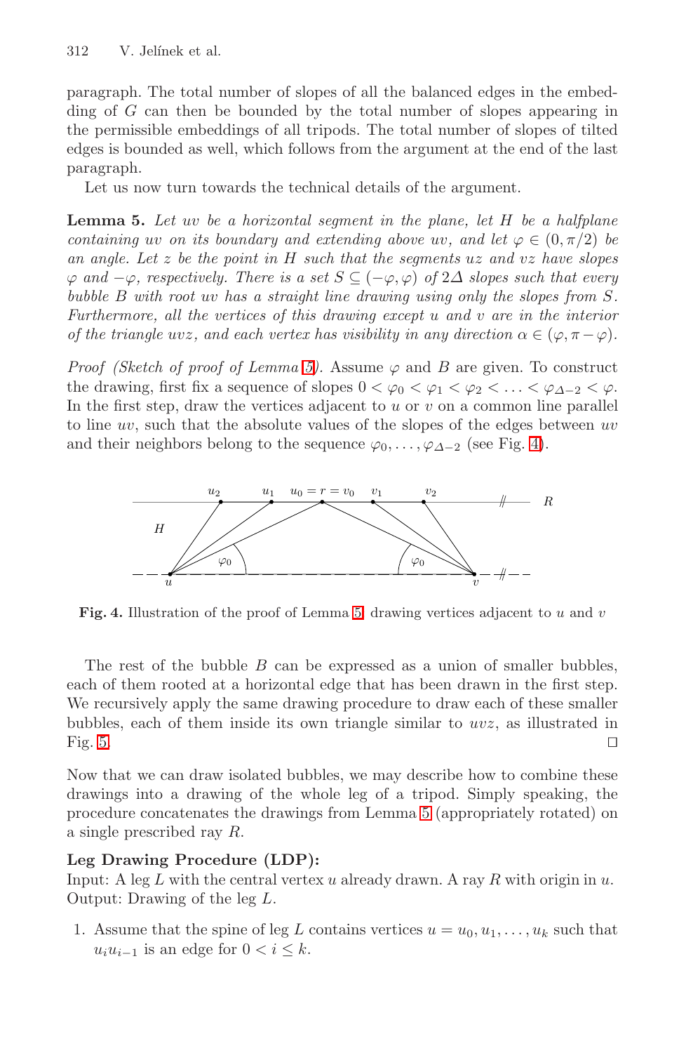paragraph. The total number of slopes of all the balanced edges in the embedding of $G$ can then be bounded by the total number of slopes appearing in the permissible embeddings of all tripods. The total number of slopes of tilted edges is bounded as well, which follows from the argument at the end of the last paragraph.

Let us now turn towards the technical details of the argument.

**Lemma 5.** *Let $uv$ be a horizontal segment in the plane, let $H$ be a halfplane containing $uv$ on its boundary and extending above $uv$, and let $\varphi \in (0, \pi/2)$ be an angle. Let $z$ be the point in $H$ such that the segments $uz$ and $vz$ have slopes $\varphi$ and $-\varphi$, respectively. There is a set $S \subseteq (-\varphi, \varphi)$ of $2\Delta$ slopes such that every bubble $B$ with root $uv$ has a straight line drawing using only the slopes from $S$. Furthermore, all the vertices of this drawing except $u$ and $v$ are in the interior of the triangle $uvz$, and each vertex has visibility in any direction $\alpha \in (\varphi, \pi - \varphi)$.*

*Proof (Sketch of proof of Lemma 5).* Assume $\varphi$ and $B$ are given. To construct the drawing, first fix a sequence of slopes $0 < \varphi_0 < \varphi_1 < \varphi_2 < \ldots < \varphi_{\Delta-2} < \varphi$. In the first step, draw the vertices adjacent to $u$ or $v$ on a common line parallel to line $uv$, such that the absolute values of the slopes of the edges between $uv$ and their neighbors belong to the sequence $\varphi_0, \ldots, \varphi_{\Delta-2}$ (see Fig. 4).

**Fig. 4.** Illustration of the proof of Lemma 5: drawing vertices adjacent to $u$ and $v$

The rest of the bubble $B$ can be expressed as a union of smaller bubbles, each of them rooted at a horizontal edge that has been drawn in the first step. We recursively apply the same drawing procedure to draw each of these smaller bubbles, each of them inside its own triangle similar to $uvz$, as illustrated in Fig. 5. ◻

Now that we can draw isolated bubbles, we may describe how to combine these drawings into a drawing of the whole leg of a tripod. Simply speaking, the procedure concatenates the drawings from Lemma 5 (appropriately rotated) on a single prescribed ray $R$.

**Leg Drawing Procedure (LDP):**
Input: A leg $L$ with the central vertex $u$ already drawn. A ray $R$ with origin in $u$.
Output: Drawing of the leg $L$.

1. Assume that the spine of leg $L$ contains vertices $u = u_0, u_1, \ldots, u_k$ such that $u_i u_{i-1}$ is an edge for $0 < i \leq k$.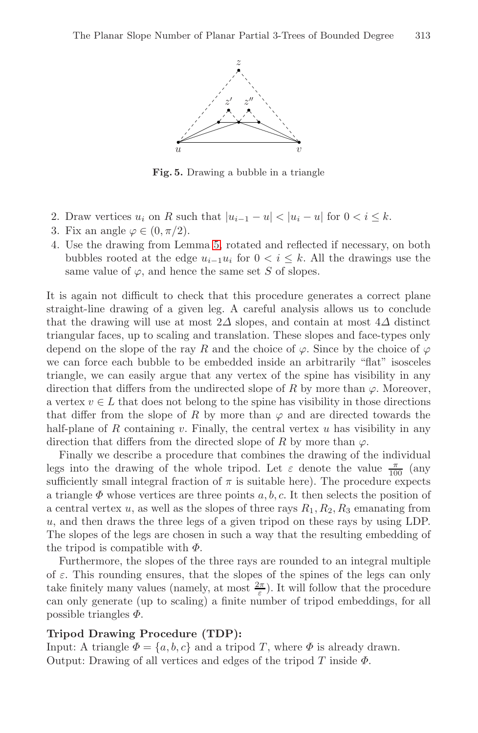**Fig. 5.** Drawing a bubble in a triangle

2. Draw vertices $u_i$ on $R$ such that $|u_{i-1} - u| < |u_i - u|$ for $0 < i \leq k$.
3. Fix an angle $\varphi \in (0, \pi/2)$.
4. Use the drawing from Lemma 5, rotated and reflected if necessary, on both bubbles rooted at the edge $u_{i-1}u_i$ for $0 < i \leq k$. All the drawings use the same value of $\varphi$, and hence the same set $S$ of slopes.

It is again not difficult to check that this procedure generates a correct plane straight-line drawing of a given leg. A careful analysis allows us to conclude that the drawing will use at most $2\Delta$ slopes, and contain at most $4\Delta$ distinct triangular faces, up to scaling and translation. These slopes and face-types only depend on the slope of the ray $R$ and the choice of $\varphi$. Since by the choice of $\varphi$ we can force each bubble to be embedded inside an arbitrarily "flat" isosceles triangle, we can easily argue that any vertex of the spine has visibility in any direction that differs from the undirected slope of $R$ by more than $\varphi$. Moreover, a vertex $v \in L$ that does not belong to the spine has visibility in those directions that differ from the slope of $R$ by more than $\varphi$ and are directed towards the half-plane of $R$ containing $v$. Finally, the central vertex $u$ has visibility in any direction that differs from the directed slope of $R$ by more than $\varphi$.

Finally we describe a procedure that combines the drawing of the individual legs into the drawing of the whole tripod. Let $\varepsilon$ denote the value $\frac{\pi}{100}$ (any sufficiently small integral fraction of $\pi$ is suitable here). The procedure expects a triangle $\Phi$ whose vertices are three points $a, b, c$. It then selects the position of a central vertex $u$, as well as the slopes of three rays $R_1, R_2, R_3$ emanating from $u$, and then draws the three legs of a given tripod on these rays by using LDP. The slopes of the legs are chosen in such a way that the resulting embedding of the tripod is compatible with $\Phi$.

Furthermore, the slopes of the three rays are rounded to an integral multiple of $\varepsilon$. This rounding ensures, that the slopes of the spines of the legs can only take finitely many values (namely, at most $\frac{2\pi}{\varepsilon}$). It will follow that the procedure can only generate (up to scaling) a finite number of tripod embeddings, for all possible triangles $\Phi$.

**Tripod Drawing Procedure (TDP):**
Input: A triangle $\Phi = \{a, b, c\}$ and a tripod $T$, where $\Phi$ is already drawn.
Output: Drawing of all vertices and edges of the tripod $T$ inside $\Phi$.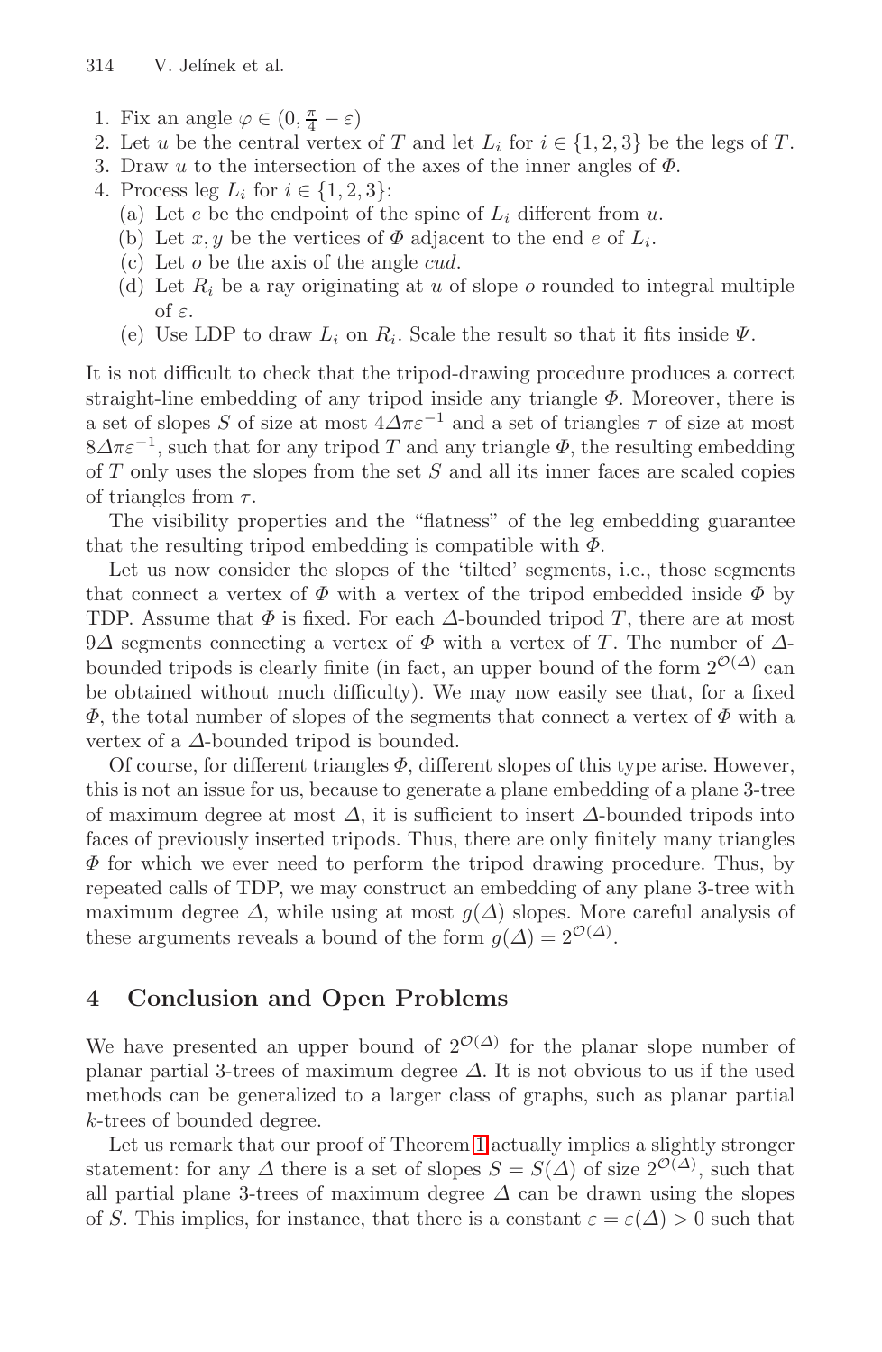1. Fix an angle $\varphi \in (0, \frac{\pi}{4} - \varepsilon)$
2. Let $u$ be the central vertex of $T$ and let $L_i$ for $i \in \{1, 2, 3\}$ be the legs of $T$.
3. Draw $u$ to the intersection of the axes of the inner angles of $\Phi$.
4. Process leg $L_i$ for $i \in \{1, 2, 3\}$:
   (a) Let $e$ be the endpoint of the spine of $L_i$ different from $u$.
   (b) Let $x, y$ be the vertices of $\Phi$ adjacent to the end $e$ of $L_i$.
   (c) Let $o$ be the axis of the angle $cud$.
   (d) Let $R_i$ be a ray originating at $u$ of slope $o$ rounded to integral multiple of $\varepsilon$.
   (e) Use LDP to draw $L_i$ on $R_i$. Scale the result so that it fits inside $\Psi$.

It is not difficult to check that the tripod-drawing procedure produces a correct straight-line embedding of any tripod inside any triangle $\Phi$. Moreover, there is a set of slopes $S$ of size at most $4\Delta\pi\varepsilon^{-1}$ and a set of triangles $\tau$ of size at most $8\Delta\pi\varepsilon^{-1}$, such that for any tripod $T$ and any triangle $\Phi$, the resulting embedding of $T$ only uses the slopes from the set $S$ and all its inner faces are scaled copies of triangles from $\tau$.

The visibility properties and the "flatness" of the leg embedding guarantee that the resulting tripod embedding is compatible with $\Phi$.

Let us now consider the slopes of the 'tilted' segments, i.e., those segments that connect a vertex of $\Phi$ with a vertex of the tripod embedded inside $\Phi$ by TDP. Assume that $\Phi$ is fixed. For each $\Delta$-bounded tripod $T$, there are at most $9\Delta$ segments connecting a vertex of $\Phi$ with a vertex of $T$. The number of $\Delta$-bounded tripods is clearly finite (in fact, an upper bound of the form $2^{\mathcal{O}(\Delta)}$ can be obtained without much difficulty). We may now easily see that, for a fixed $\Phi$, the total number of slopes of the segments that connect a vertex of $\Phi$ with a vertex of a $\Delta$-bounded tripod is bounded.

Of course, for different triangles $\Phi$, different slopes of this type arise. However, this is not an issue for us, because to generate a plane embedding of a plane 3-tree of maximum degree at most $\Delta$, it is sufficient to insert $\Delta$-bounded tripods into faces of previously inserted tripods. Thus, there are only finitely many triangles $\Phi$ for which we ever need to perform the tripod drawing procedure. Thus, by repeated calls of TDP, we may construct an embedding of any plane 3-tree with maximum degree $\Delta$, while using at most $g(\Delta)$ slopes. More careful analysis of these arguments reveals a bound of the form $g(\Delta) = 2^{\mathcal{O}(\Delta)}$.

## 4 Conclusion and Open Problems

We have presented an upper bound of $2^{\mathcal{O}(\Delta)}$ for the planar slope number of planar partial 3-trees of maximum degree $\Delta$. It is not obvious to us if the used methods can be generalized to a larger class of graphs, such as planar partial $k$-trees of bounded degree.

Let us remark that our proof of Theorem 1 actually implies a slightly stronger statement: for any $\Delta$ there is a set of slopes $S = S(\Delta)$ of size $2^{\mathcal{O}(\Delta)}$, such that all partial plane 3-trees of maximum degree $\Delta$ can be drawn using the slopes of $S$. This implies, for instance, that there is a constant $\varepsilon = \varepsilon(\Delta) > 0$ such that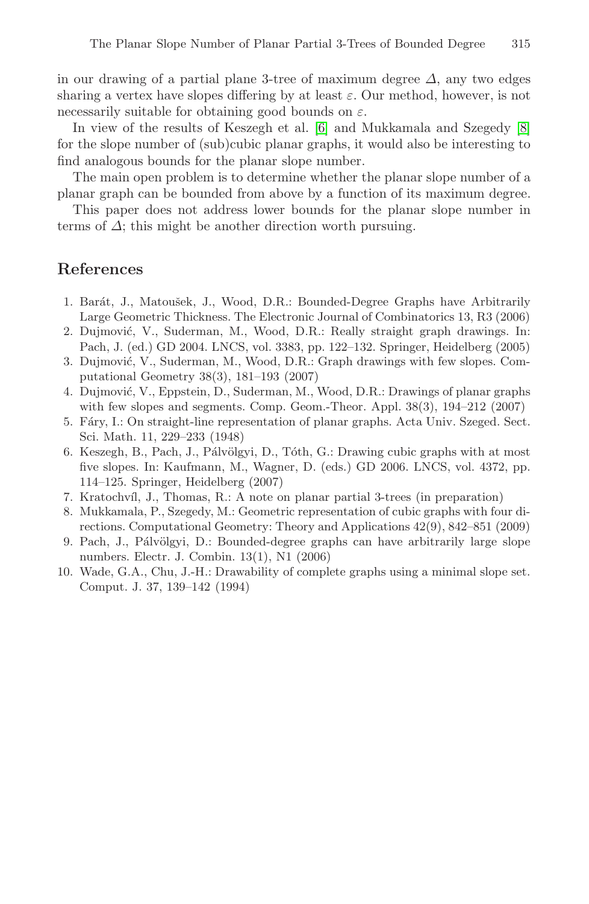in our drawing of a partial plane 3-tree of maximum degree $\Delta$, any two edges sharing a vertex have slopes differing by at least $\varepsilon$. Our method, however, is not necessarily suitable for obtaining good bounds on $\varepsilon$.

In view of the results of Keszegh et al. [6] and Mukkamala and Szegedy [8] for the slope number of (sub)cubic planar graphs, it would also be interesting to find analogous bounds for the planar slope number.

The main open problem is to determine whether the planar slope number of a planar graph can be bounded from above by a function of its maximum degree.

This paper does not address lower bounds for the planar slope number in terms of $\Delta$; this might be another direction worth pursuing.

## References

1. Barát, J., Matoušek, J., Wood, D.R.: Bounded-Degree Graphs have Arbitrarily Large Geometric Thickness. The Electronic Journal of Combinatorics 13, R3 (2006)
2. Dujmović, V., Suderman, M., Wood, D.R.: Really straight graph drawings. In: Pach, J. (ed.) GD 2004. LNCS, vol. 3383, pp. 122–132. Springer, Heidelberg (2005)
3. Dujmović, V., Suderman, M., Wood, D.R.: Graph drawings with few slopes. Computational Geometry 38(3), 181–193 (2007)
4. Dujmović, V., Eppstein, D., Suderman, M., Wood, D.R.: Drawings of planar graphs with few slopes and segments. Comp. Geom.-Theor. Appl. 38(3), 194–212 (2007)
5. Fáry, I.: On straight-line representation of planar graphs. Acta Univ. Szeged. Sect. Sci. Math. 11, 229–233 (1948)
6. Keszegh, B., Pach, J., Pálvölgyi, D., Tóth, G.: Drawing cubic graphs with at most five slopes. In: Kaufmann, M., Wagner, D. (eds.) GD 2006. LNCS, vol. 4372, pp. 114–125. Springer, Heidelberg (2007)
7. Kratochvíl, J., Thomas, R.: A note on planar partial 3-trees (in preparation)
8. Mukkamala, P., Szegedy, M.: Geometric representation of cubic graphs with four directions. Computational Geometry: Theory and Applications 42(9), 842–851 (2009)
9. Pach, J., Pálvölgyi, D.: Bounded-degree graphs can have arbitrarily large slope numbers. Electr. J. Combin. 13(1), N1 (2006)
10. Wade, G.A., Chu, J.-H.: Drawability of complete graphs using a minimal slope set. Comput. J. 37, 139–142 (1994)